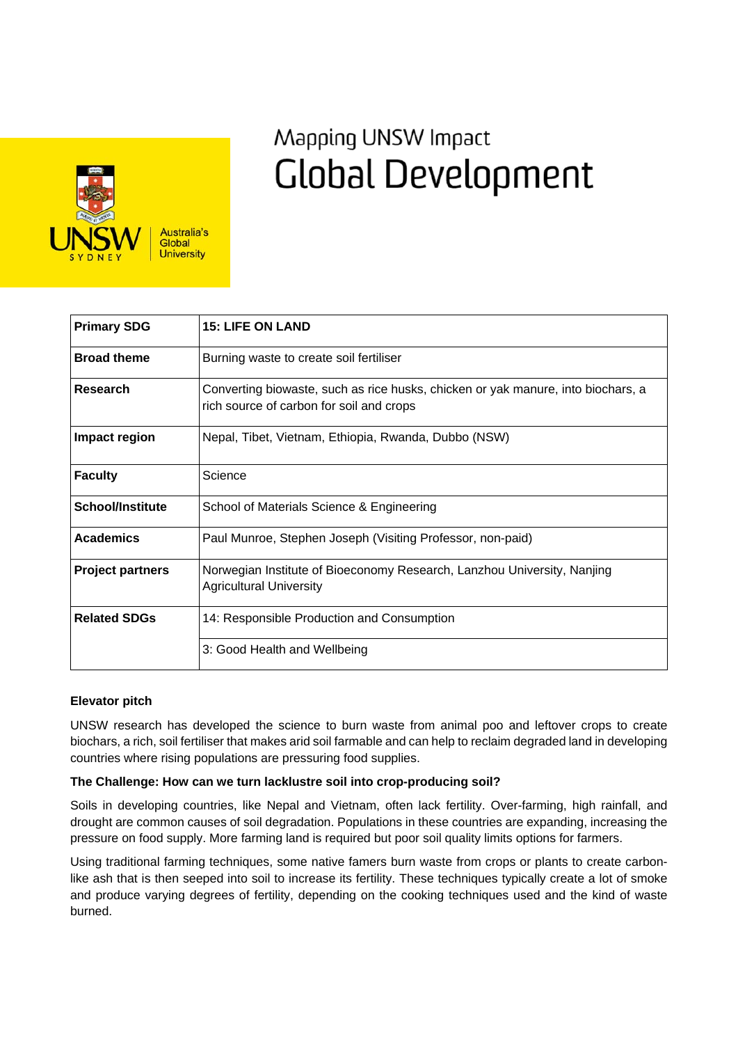# Mapping UNSW Impact
# Global Development

| | |
|---|---|
| **Primary SDG** | **15: LIFE ON LAND** |
| **Broad theme** | Burning waste to create soil fertiliser |
| **Research** | Converting biowaste, such as rice husks, chicken or yak manure, into biochars, a rich source of carbon for soil and crops |
| **Impact region** | Nepal, Tibet, Vietnam, Ethiopia, Rwanda, Dubbo (NSW) |
| **Faculty** | Science |
| **School/Institute** | School of Materials Science & Engineering |
| **Academics** | Paul Munroe, Stephen Joseph (Visiting Professor, non-paid) |
| **Project partners** | Norwegian Institute of Bioeconomy Research, Lanzhou University, Nanjing Agricultural University |
| **Related SDGs** | 14: Responsible Production and Consumption |
| | 3: Good Health and Wellbeing |

**Elevator pitch**

UNSW research has developed the science to burn waste from animal poo and leftover crops to create biochars, a rich, soil fertiliser that makes arid soil farmable and can help to reclaim degraded land in developing countries where rising populations are pressuring food supplies.

**The Challenge: How can we turn lacklustre soil into crop-producing soil?**

Soils in developing countries, like Nepal and Vietnam, often lack fertility. Over-farming, high rainfall, and drought are common causes of soil degradation. Populations in these countries are expanding, increasing the pressure on food supply. More farming land is required but poor soil quality limits options for farmers.

Using traditional farming techniques, some native famers burn waste from crops or plants to create carbon-like ash that is then seeped into soil to increase its fertility. These techniques typically create a lot of smoke and produce varying degrees of fertility, depending on the cooking techniques used and the kind of waste burned.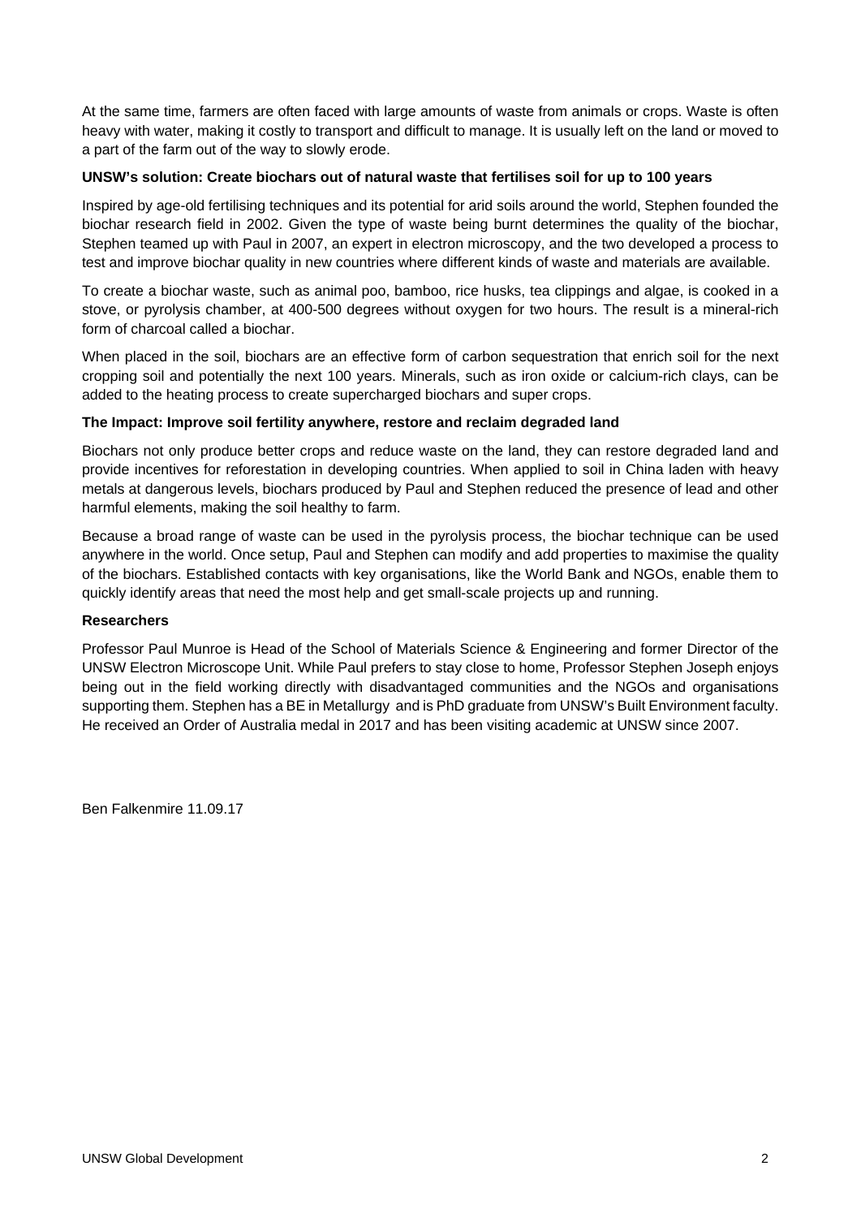At the same time, farmers are often faced with large amounts of waste from animals or crops. Waste is often heavy with water, making it costly to transport and difficult to manage. It is usually left on the land or moved to a part of the farm out of the way to slowly erode.

**UNSW's solution: Create biochars out of natural waste that fertilises soil for up to 100 years**

Inspired by age-old fertilising techniques and its potential for arid soils around the world, Stephen founded the biochar research field in 2002. Given the type of waste being burnt determines the quality of the biochar, Stephen teamed up with Paul in 2007, an expert in electron microscopy, and the two developed a process to test and improve biochar quality in new countries where different kinds of waste and materials are available.

To create a biochar waste, such as animal poo, bamboo, rice husks, tea clippings and algae, is cooked in a stove, or pyrolysis chamber, at 400-500 degrees without oxygen for two hours. The result is a mineral-rich form of charcoal called a biochar.

When placed in the soil, biochars are an effective form of carbon sequestration that enrich soil for the next cropping soil and potentially the next 100 years. Minerals, such as iron oxide or calcium-rich clays, can be added to the heating process to create supercharged biochars and super crops.

**The Impact: Improve soil fertility anywhere, restore and reclaim degraded land**

Biochars not only produce better crops and reduce waste on the land, they can restore degraded land and provide incentives for reforestation in developing countries. When applied to soil in China laden with heavy metals at dangerous levels, biochars produced by Paul and Stephen reduced the presence of lead and other harmful elements, making the soil healthy to farm.

Because a broad range of waste can be used in the pyrolysis process, the biochar technique can be used anywhere in the world. Once setup, Paul and Stephen can modify and add properties to maximise the quality of the biochars. Established contacts with key organisations, like the World Bank and NGOs, enable them to quickly identify areas that need the most help and get small-scale projects up and running.

**Researchers**

Professor Paul Munroe is Head of the School of Materials Science & Engineering and former Director of the UNSW Electron Microscope Unit. While Paul prefers to stay close to home, Professor Stephen Joseph enjoys being out in the field working directly with disadvantaged communities and the NGOs and organisations supporting them. Stephen has a BE in Metallurgy and is PhD graduate from UNSW's Built Environment faculty. He received an Order of Australia medal in 2017 and has been visiting academic at UNSW since 2007.

Ben Falkenmire 11.09.17